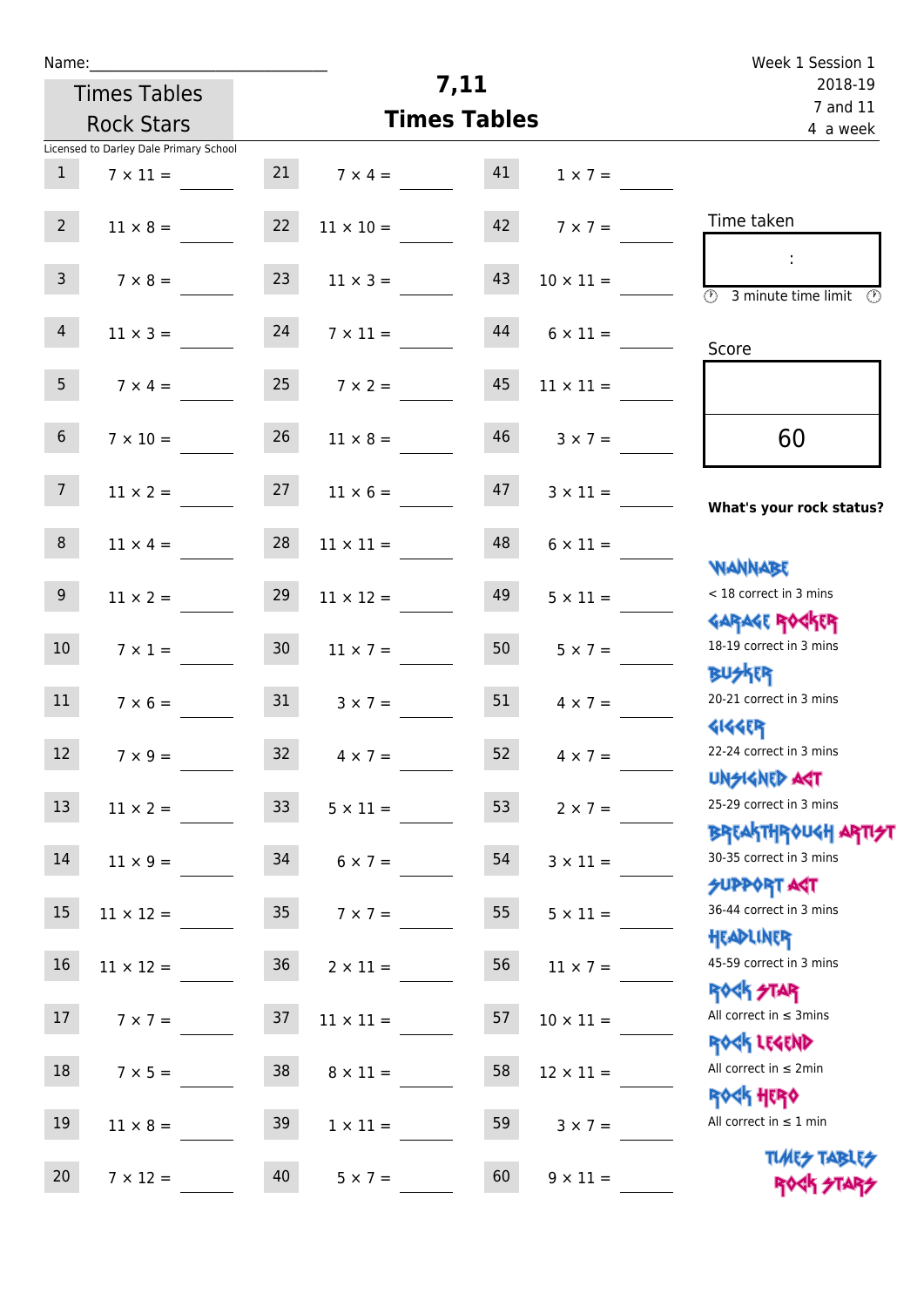Name:\_\_\_\_\_\_\_\_\_\_\_\_\_\_\_\_\_\_\_\_\_\_\_\_\_\_\_\_

Times Tables Rock Stars

# 7,11
## Times Tables

Week 1 Session 1
2018-19
7 and 11
4 a week

Licensed to Darley Dale Primary School

| | | | | | |
|---|---|---|---|---|---|
| 1 | 7 × 11 = | 21 | 7 × 4 = | 41 | 1 × 7 = |
| 2 | 11 × 8 = | 22 | 11 × 10 = | 42 | 7 × 7 = |
| 3 | 7 × 8 = | 23 | 11 × 3 = | 43 | 10 × 11 = |
| 4 | 11 × 3 = | 24 | 7 × 11 = | 44 | 6 × 11 = |
| 5 | 7 × 4 = | 25 | 7 × 2 = | 45 | 11 × 11 = |
| 6 | 7 × 10 = | 26 | 11 × 8 = | 46 | 3 × 7 = |
| 7 | 11 × 2 = | 27 | 11 × 6 = | 47 | 3 × 11 = |
| 8 | 11 × 4 = | 28 | 11 × 11 = | 48 | 6 × 11 = |
| 9 | 11 × 2 = | 29 | 11 × 12 = | 49 | 5 × 11 = |
| 10 | 7 × 1 = | 30 | 11 × 7 = | 50 | 5 × 7 = |
| 11 | 7 × 6 = | 31 | 3 × 7 = | 51 | 4 × 7 = |
| 12 | 7 × 9 = | 32 | 4 × 7 = | 52 | 4 × 7 = |
| 13 | 11 × 2 = | 33 | 5 × 11 = | 53 | 2 × 7 = |
| 14 | 11 × 9 = | 34 | 6 × 7 = | 54 | 3 × 11 = |
| 15 | 11 × 12 = | 35 | 7 × 7 = | 55 | 5 × 11 = |
| 16 | 11 × 12 = | 36 | 2 × 11 = | 56 | 11 × 7 = |
| 17 | 7 × 7 = | 37 | 11 × 11 = | 57 | 10 × 11 = |
| 18 | 7 × 5 = | 38 | 8 × 11 = | 58 | 12 × 11 = |
| 19 | 11 × 8 = | 39 | 1 × 11 = | 59 | 3 × 7 = |
| 20 | 7 × 12 = | 40 | 5 × 7 = | 60 | 9 × 11 = |

Time taken

:

3 minute time limit

Score

60

**What's your rock status?**

WANNABE
< 18 correct in 3 mins

GARAGE ROCKER
18-19 correct in 3 mins

BUSKER
20-21 correct in 3 mins

GIGGER
22-24 correct in 3 mins

UNSIGNED ACT
25-29 correct in 3 mins

BREAKTHROUGH ARTIST
30-35 correct in 3 mins

SUPPORT ACT
36-44 correct in 3 mins

HEADLINER
45-59 correct in 3 mins

ROCK STAR
All correct in ≤ 3mins

ROCK LEGEND
All correct in ≤ 2min

ROCK HERO
All correct in ≤ 1 min

TIMES TABLES ROCK STARS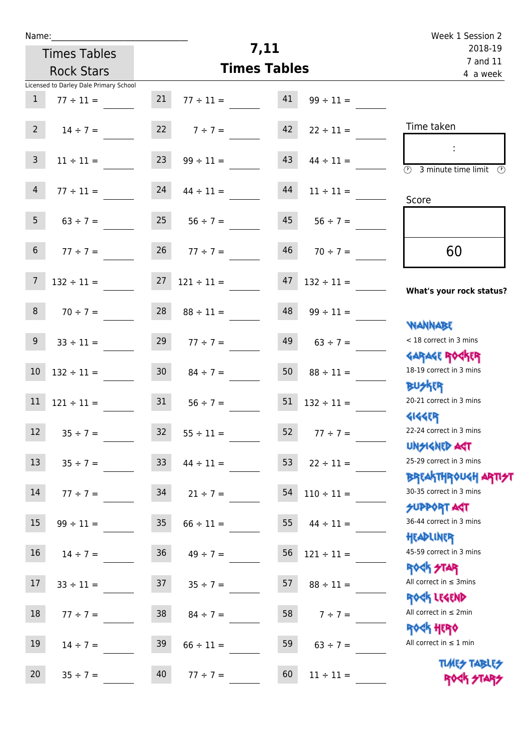Name:\_\_\_\_\_\_\_\_\_\_\_\_\_\_\_\_\_\_\_\_\_\_\_\_\_\_\_\_

Times Tables Rock Stars

Licensed to Darley Dale Primary School

# 7,11
## Times Tables

Week 1 Session 2
2018-19
7 and 11
4 a week

| | | | | | |
|---|---|---|---|---|---|
| 1 | 77 ÷ 11 = | 21 | 77 ÷ 11 = | 41 | 99 ÷ 11 = |
| 2 | 14 ÷ 7 = | 22 | 7 ÷ 7 = | 42 | 22 ÷ 11 = |
| 3 | 11 ÷ 11 = | 23 | 99 ÷ 11 = | 43 | 44 ÷ 11 = |
| 4 | 77 ÷ 11 = | 24 | 44 ÷ 11 = | 44 | 11 ÷ 11 = |
| 5 | 63 ÷ 7 = | 25 | 56 ÷ 7 = | 45 | 56 ÷ 7 = |
| 6 | 77 ÷ 7 = | 26 | 77 ÷ 7 = | 46 | 70 ÷ 7 = |
| 7 | 132 ÷ 11 = | 27 | 121 ÷ 11 = | 47 | 132 ÷ 11 = |
| 8 | 70 ÷ 7 = | 28 | 88 ÷ 11 = | 48 | 99 ÷ 11 = |
| 9 | 33 ÷ 11 = | 29 | 77 ÷ 7 = | 49 | 63 ÷ 7 = |
| 10 | 132 ÷ 11 = | 30 | 84 ÷ 7 = | 50 | 88 ÷ 11 = |
| 11 | 121 ÷ 11 = | 31 | 56 ÷ 7 = | 51 | 132 ÷ 11 = |
| 12 | 35 ÷ 7 = | 32 | 55 ÷ 11 = | 52 | 77 ÷ 7 = |
| 13 | 35 ÷ 7 = | 33 | 44 ÷ 11 = | 53 | 22 ÷ 11 = |
| 14 | 77 ÷ 7 = | 34 | 21 ÷ 7 = | 54 | 110 ÷ 11 = |
| 15 | 99 ÷ 11 = | 35 | 66 ÷ 11 = | 55 | 44 ÷ 11 = |
| 16 | 14 ÷ 7 = | 36 | 49 ÷ 7 = | 56 | 121 ÷ 11 = |
| 17 | 33 ÷ 11 = | 37 | 35 ÷ 7 = | 57 | 88 ÷ 11 = |
| 18 | 77 ÷ 7 = | 38 | 84 ÷ 7 = | 58 | 7 ÷ 7 = |
| 19 | 14 ÷ 7 = | 39 | 66 ÷ 11 = | 59 | 63 ÷ 7 = |
| 20 | 35 ÷ 7 = | 40 | 77 ÷ 7 = | 60 | 11 ÷ 11 = |

Time taken

:

3 minute time limit

Score

60

**What's your rock status?**

WANNABE
< 18 correct in 3 mins

GARAGE ROCKER
18-19 correct in 3 mins

BUSKER
20-21 correct in 3 mins

GIGGER
22-24 correct in 3 mins

UNSIGNED ACT
25-29 correct in 3 mins

BREAKTHROUGH ARTIST
30-35 correct in 3 mins

SUPPORT ACT
36-44 correct in 3 mins

HEADLINER
45-59 correct in 3 mins

ROCK STAR
All correct in ≤ 3mins

ROCK LEGEND
All correct in ≤ 2min

ROCK HERO
All correct in ≤ 1 min

TIMES TABLES ROCK STARS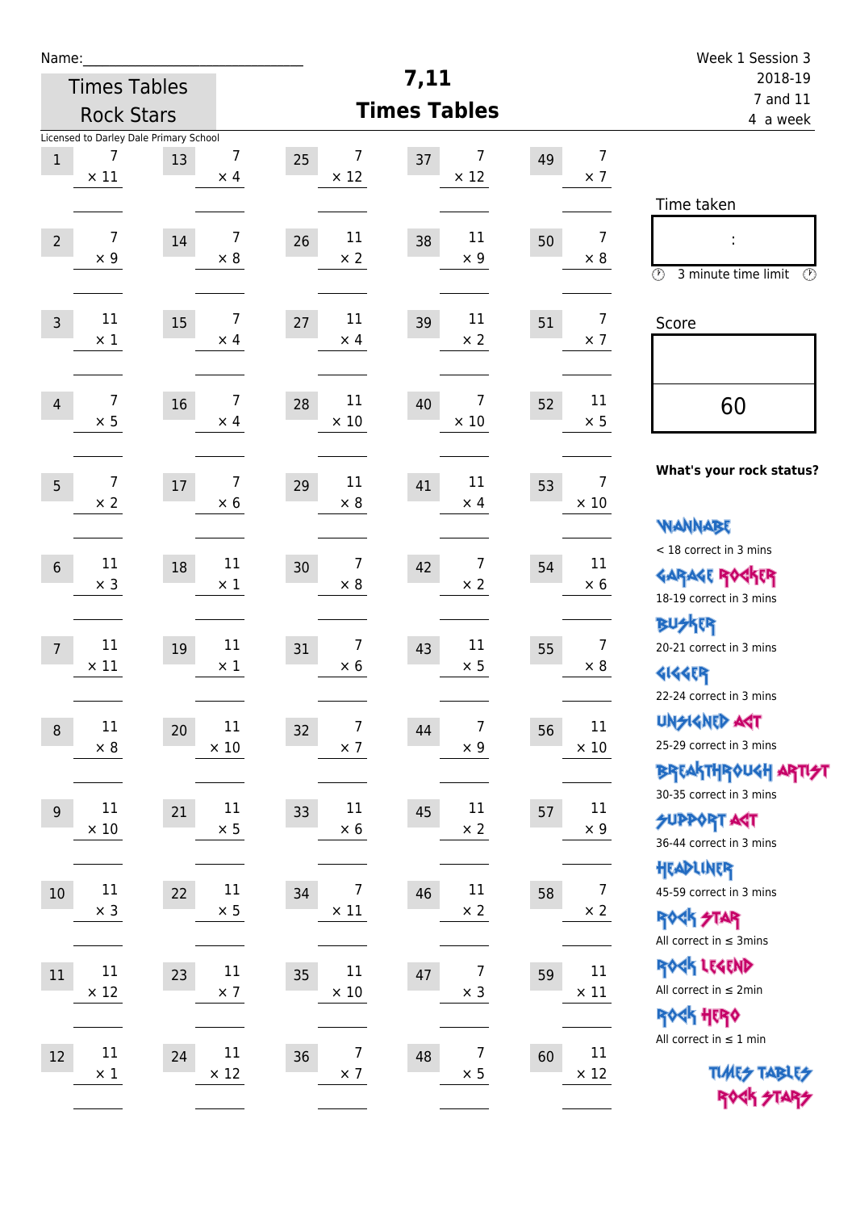Name:\_\_\_\_\_\_\_\_\_\_\_\_\_\_\_\_\_\_\_\_\_\_\_\_\_\_\_\_

Week 1 Session 3
2018-19
7 and 11
4 a week

Times Tables Rock Stars

Licensed to Darley Dale Primary School

# 7,11
# Times Tables

| | | | | |
|---|---|---|---|---|
| 1. $7 \times 11$ | 13. $7 \times 4$ | 25. $7 \times 12$ | 37. $7 \times 12$ | 49. $7 \times 7$ |
| 2. $7 \times 9$ | 14. $7 \times 8$ | 26. $11 \times 2$ | 38. $11 \times 9$ | 50. $7 \times 8$ |
| 3. $11 \times 1$ | 15. $7 \times 4$ | 27. $11 \times 4$ | 39. $11 \times 2$ | 51. $7 \times 7$ |
| 4. $7 \times 5$ | 16. $7 \times 4$ | 28. $11 \times 10$ | 40. $7 \times 10$ | 52. $11 \times 5$ |
| 5. $7 \times 2$ | 17. $7 \times 6$ | 29. $11 \times 8$ | 41. $11 \times 4$ | 53. $7 \times 10$ |
| 6. $11 \times 3$ | 18. $11 \times 1$ | 30. $7 \times 8$ | 42. $7 \times 2$ | 54. $11 \times 6$ |
| 7. $11 \times 11$ | 19. $11 \times 1$ | 31. $7 \times 6$ | 43. $11 \times 5$ | 55. $7 \times 8$ |
| 8. $11 \times 8$ | 20. $11 \times 10$ | 32. $7 \times 7$ | 44. $7 \times 9$ | 56. $11 \times 10$ |
| 9. $11 \times 10$ | 21. $11 \times 5$ | 33. $11 \times 6$ | 45. $11 \times 2$ | 57. $11 \times 9$ |
| 10. $11 \times 3$ | 22. $11 \times 5$ | 34. $7 \times 11$ | 46. $11 \times 2$ | 58. $7 \times 2$ |
| 11. $11 \times 12$ | 23. $11 \times 7$ | 35. $11 \times 10$ | 47. $7 \times 3$ | 59. $11 \times 11$ |
| 12. $11 \times 1$ | 24. $11 \times 12$ | 36. $7 \times 7$ | 48. $7 \times 5$ | 60. $11 \times 12$ |

Time taken

:

3 minute time limit

Score

60

**What's your rock status?**

WANNABE
< 18 correct in 3 mins

GARAGE ROCKER
18-19 correct in 3 mins

BUSKER
20-21 correct in 3 mins

GIGGER
22-24 correct in 3 mins

UNSIGNED ACT
25-29 correct in 3 mins

BREAKTHROUGH ARTIST
30-35 correct in 3 mins

SUPPORT ACT
36-44 correct in 3 mins

HEADLINER
45-59 correct in 3 mins

ROCK STAR
All correct in ≤ 3mins

ROCK LEGEND
All correct in ≤ 2min

ROCK HERO
All correct in ≤ 1 min

TIMES TABLES ROCK STARS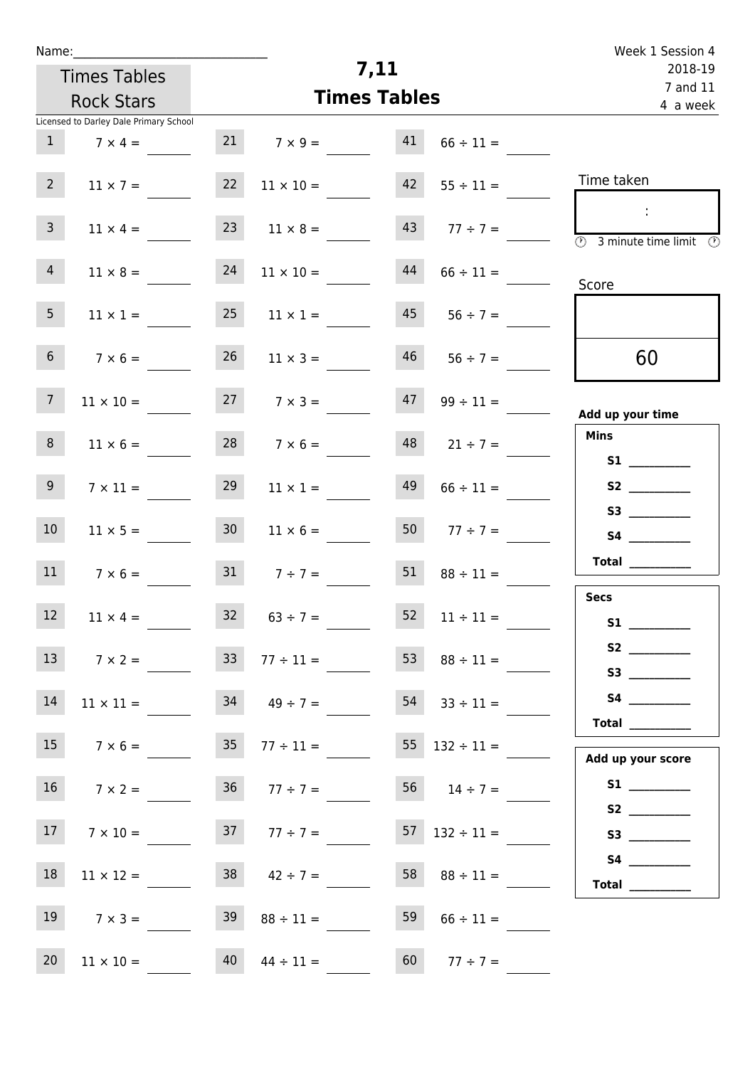Name:______________________________

Times Tables Rock Stars

Licensed to Darley Dale Primary School

# 7,11
# Times Tables

Week 1 Session 4
2018-19
7 and 11
4 a week

| | | | | | | | | |
|---|---|---|---|---|---|---|---|---|
| 1 | $7 \times 4 =$ | | 21 | $7 \times 9 =$ | | 41 | $66 \div 11 =$ | |
| 2 | $11 \times 7 =$ | | 22 | $11 \times 10 =$ | | 42 | $55 \div 11 =$ | |
| 3 | $11 \times 4 =$ | | 23 | $11 \times 8 =$ | | 43 | $77 \div 7 =$ | |
| 4 | $11 \times 8 =$ | | 24 | $11 \times 10 =$ | | 44 | $66 \div 11 =$ | |
| 5 | $11 \times 1 =$ | | 25 | $11 \times 1 =$ | | 45 | $56 \div 7 =$ | |
| 6 | $7 \times 6 =$ | | 26 | $11 \times 3 =$ | | 46 | $56 \div 7 =$ | |
| 7 | $11 \times 10 =$ | | 27 | $7 \times 3 =$ | | 47 | $99 \div 11 =$ | |
| 8 | $11 \times 6 =$ | | 28 | $7 \times 6 =$ | | 48 | $21 \div 7 =$ | |
| 9 | $7 \times 11 =$ | | 29 | $11 \times 1 =$ | | 49 | $66 \div 11 =$ | |
| 10 | $11 \times 5 =$ | | 30 | $11 \times 6 =$ | | 50 | $77 \div 7 =$ | |
| 11 | $7 \times 6 =$ | | 31 | $7 \div 7 =$ | | 51 | $88 \div 11 =$ | |
| 12 | $11 \times 4 =$ | | 32 | $63 \div 7 =$ | | 52 | $11 \div 11 =$ | |
| 13 | $7 \times 2 =$ | | 33 | $77 \div 11 =$ | | 53 | $88 \div 11 =$ | |
| 14 | $11 \times 11 =$ | | 34 | $49 \div 7 =$ | | 54 | $33 \div 11 =$ | |
| 15 | $7 \times 6 =$ | | 35 | $77 \div 11 =$ | | 55 | $132 \div 11 =$ | |
| 16 | $7 \times 2 =$ | | 36 | $77 \div 7 =$ | | 56 | $14 \div 7 =$ | |
| 17 | $7 \times 10 =$ | | 37 | $77 \div 7 =$ | | 57 | $132 \div 11 =$ | |
| 18 | $11 \times 12 =$ | | 38 | $42 \div 7 =$ | | 58 | $88 \div 11 =$ | |
| 19 | $7 \times 3 =$ | | 39 | $88 \div 11 =$ | | 59 | $66 \div 11 =$ | |
| 20 | $11 \times 10 =$ | | 40 | $44 \div 11 =$ | | 60 | $77 \div 7 =$ | |

Time taken

:

3 minute time limit

Score

60

**Add up your time**

**Mins**

**S1** __________

**S2** __________

**S3** __________

**S4** __________

**Total** __________

**Secs**

**S1** __________

**S2** __________

**S3** __________

**S4** __________

**Total** __________

**Add up your score**

**S1** __________

**S2** __________

**S3** __________

**S4** __________

**Total** __________